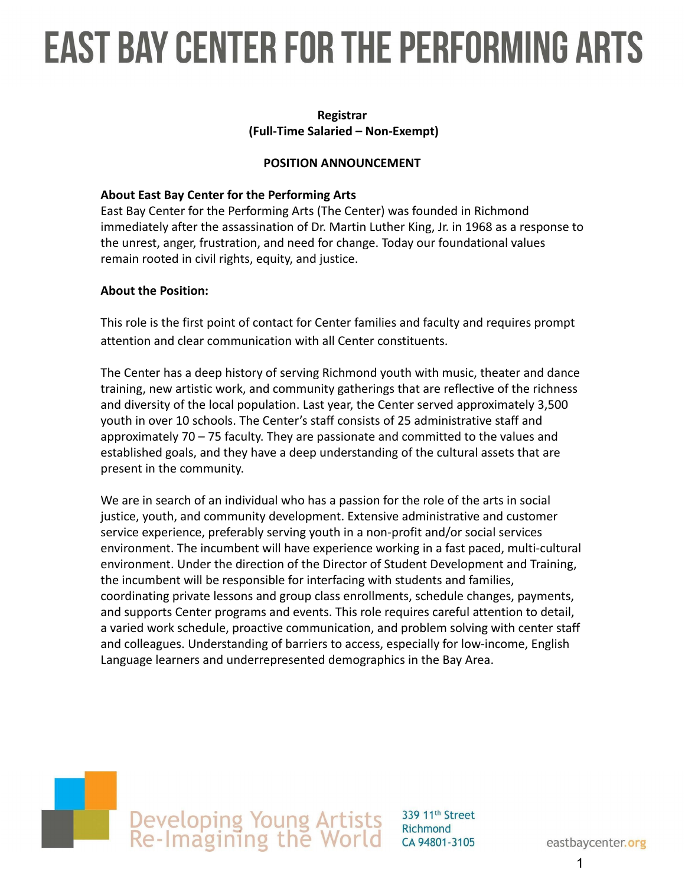# EAST BAY CENTER FOR THE PERFORMING ARTS

**Registrar**
**(Full-Time Salaried – Non-Exempt)**

**POSITION ANNOUNCEMENT**

**About East Bay Center for the Performing Arts**
East Bay Center for the Performing Arts (The Center) was founded in Richmond immediately after the assassination of Dr. Martin Luther King, Jr. in 1968 as a response to the unrest, anger, frustration, and need for change. Today our foundational values remain rooted in civil rights, equity, and justice.

**About the Position:**

This role is the first point of contact for Center families and faculty and requires prompt attention and clear communication with all Center constituents.

The Center has a deep history of serving Richmond youth with music, theater and dance training, new artistic work, and community gatherings that are reflective of the richness and diversity of the local population. Last year, the Center served approximately 3,500 youth in over 10 schools. The Center's staff consists of 25 administrative staff and approximately 70 – 75 faculty. They are passionate and committed to the values and established goals, and they have a deep understanding of the cultural assets that are present in the community.

We are in search of an individual who has a passion for the role of the arts in social justice, youth, and community development. Extensive administrative and customer service experience, preferably serving youth in a non-profit and/or social services environment. The incumbent will have experience working in a fast paced, multi-cultural environment. Under the direction of the Director of Student Development and Training, the incumbent will be responsible for interfacing with students and families, coordinating private lessons and group class enrollments, schedule changes, payments, and supports Center programs and events. This role requires careful attention to detail, a varied work schedule, proactive communication, and problem solving with center staff and colleagues. Understanding of barriers to access, especially for low-income, English Language learners and underrepresented demographics in the Bay Area.

Developing Young Artists
Re-Imagining the World

339 11th Street
Richmond
CA 94801-3105

eastbaycenter.org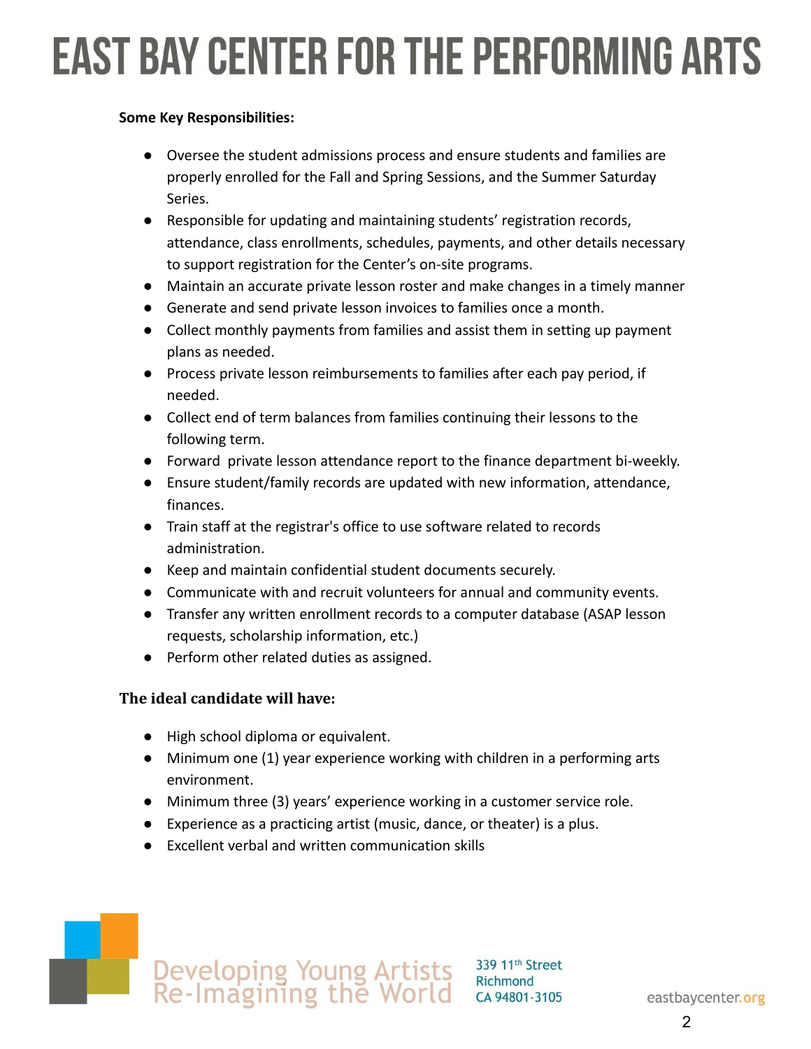**Some Key Responsibilities:**

- Oversee the student admissions process and ensure students and families are properly enrolled for the Fall and Spring Sessions, and the Summer Saturday Series.
- Responsible for updating and maintaining students' registration records, attendance, class enrollments, schedules, payments, and other details necessary to support registration for the Center's on-site programs.
- Maintain an accurate private lesson roster and make changes in a timely manner
- Generate and send private lesson invoices to families once a month.
- Collect monthly payments from families and assist them in setting up payment plans as needed.
- Process private lesson reimbursements to families after each pay period, if needed.
- Collect end of term balances from families continuing their lessons to the following term.
- Forward private lesson attendance report to the finance department bi-weekly.
- Ensure student/family records are updated with new information, attendance, finances.
- Train staff at the registrar's office to use software related to records administration.
- Keep and maintain confidential student documents securely.
- Communicate with and recruit volunteers for annual and community events.
- Transfer any written enrollment records to a computer database (ASAP lesson requests, scholarship information, etc.)
- Perform other related duties as assigned.

**The ideal candidate will have:**

- High school diploma or equivalent.
- Minimum one (1) year experience working with children in a performing arts environment.
- Minimum three (3) years' experience working in a customer service role.
- Experience as a practicing artist (music, dance, or theater) is a plus.
- Excellent verbal and written communication skills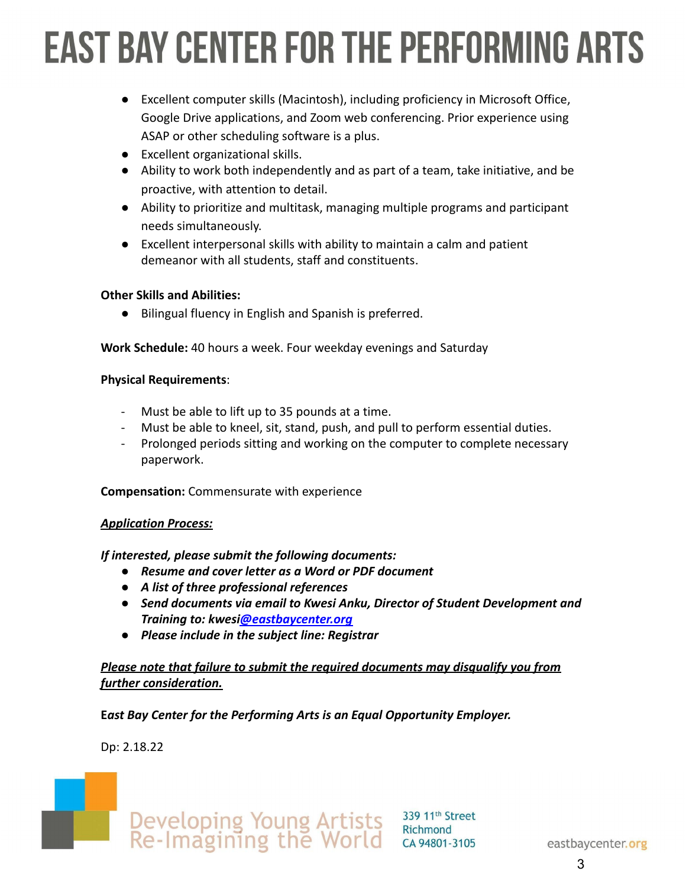- Excellent computer skills (Macintosh), including proficiency in Microsoft Office, Google Drive applications, and Zoom web conferencing. Prior experience using ASAP or other scheduling software is a plus.
- Excellent organizational skills.
- Ability to work both independently and as part of a team, take initiative, and be proactive, with attention to detail.
- Ability to prioritize and multitask, managing multiple programs and participant needs simultaneously.
- Excellent interpersonal skills with ability to maintain a calm and patient demeanor with all students, staff and constituents.

**Other Skills and Abilities:**

- Bilingual fluency in English and Spanish is preferred.

**Work Schedule:** 40 hours a week. Four weekday evenings and Saturday

**Physical Requirements**:

- Must be able to lift up to 35 pounds at a time.
- Must be able to kneel, sit, stand, push, and pull to perform essential duties.
- Prolonged periods sitting and working on the computer to complete necessary paperwork.

**Compensation:** Commensurate with experience

***<u>Application Process:</u>***

***If interested, please submit the following documents:***

- ***Resume and cover letter as a Word or PDF document***
- ***A list of three professional references***
- ***Send documents via email to Kwesi Anku, Director of Student Development and Training to: kwesi@eastbaycenter.org***
- ***Please include in the subject line: Registrar***

***<u>Please note that failure to submit the required documents may disqualify you from further consideration.</u>***

***East Bay Center for the Performing Arts is an Equal Opportunity Employer.***

Dp: 2.18.22

Developing Young Artists Re-Imagining the World

339 11th Street
Richmond
CA 94801-3105

eastbaycenter.org